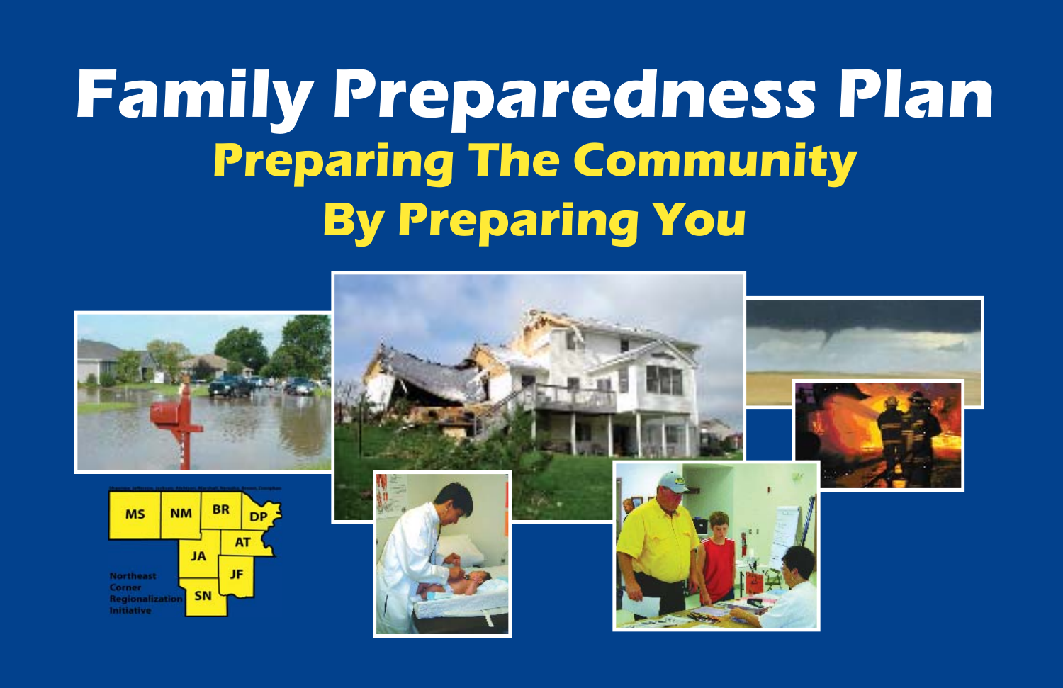# Family Preparedness Plan

## Preparing The Community By Preparing You

Northeast Corner Regionalization Initiative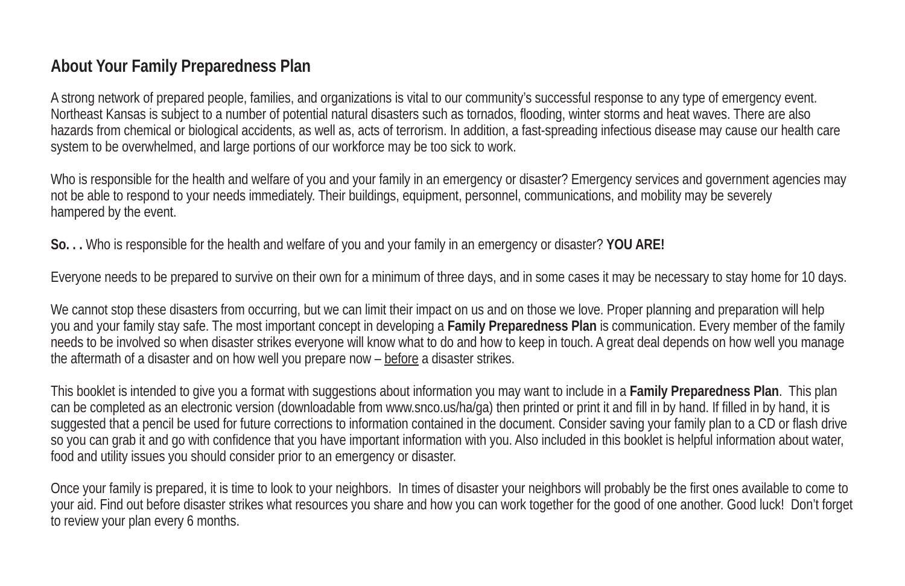## About Your Family Preparedness Plan

A strong network of prepared people, families, and organizations is vital to our community's successful response to any type of emergency event. Northeast Kansas is subject to a number of potential natural disasters such as tornados, flooding, winter storms and heat waves. There are also hazards from chemical or biological accidents, as well as, acts of terrorism. In addition, a fast-spreading infectious disease may cause our health care system to be overwhelmed, and large portions of our workforce may be too sick to work.

Who is responsible for the health and welfare of you and your family in an emergency or disaster? Emergency services and government agencies may not be able to respond to your needs immediately. Their buildings, equipment, personnel, communications, and mobility may be severely hampered by the event.

**So. . .** Who is responsible for the health and welfare of you and your family in an emergency or disaster? **YOU ARE!**

Everyone needs to be prepared to survive on their own for a minimum of three days, and in some cases it may be necessary to stay home for 10 days.

We cannot stop these disasters from occurring, but we can limit their impact on us and on those we love. Proper planning and preparation will help you and your family stay safe. The most important concept in developing a **Family Preparedness Plan** is communication. Every member of the family needs to be involved so when disaster strikes everyone will know what to do and how to keep in touch. A great deal depends on how well you manage the aftermath of a disaster and on how well you prepare now – <u>before</u> a disaster strikes.

This booklet is intended to give you a format with suggestions about information you may want to include in a **Family Preparedness Plan**. This plan can be completed as an electronic version (downloadable from www.snco.us/ha/ga) then printed or print it and fill in by hand. If filled in by hand, it is suggested that a pencil be used for future corrections to information contained in the document. Consider saving your family plan to a CD or flash drive so you can grab it and go with confidence that you have important information with you. Also included in this booklet is helpful information about water, food and utility issues you should consider prior to an emergency or disaster.

Once your family is prepared, it is time to look to your neighbors. In times of disaster your neighbors will probably be the first ones available to come to your aid. Find out before disaster strikes what resources you share and how you can work together for the good of one another. Good luck! Don't forget to review your plan every 6 months.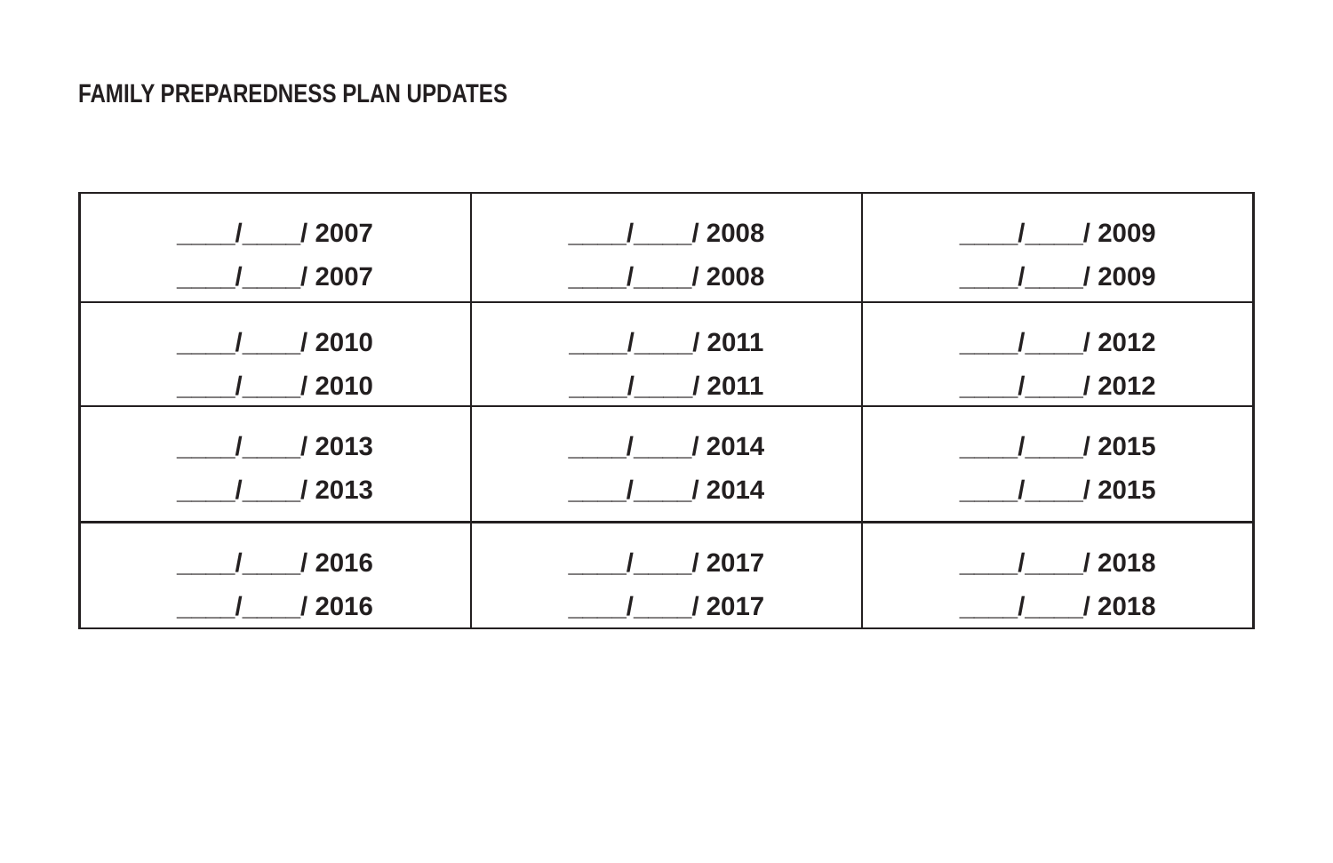## FAMILY PREPAREDNESS PLAN UPDATES

| | | |
|---|---|---|
| ____/____/ 2007<br>____/____/ 2007 | ____/____/ 2008<br>____/____/ 2008 | ____/____/ 2009<br>____/____/ 2009 |
| ____/____/ 2010<br>____/____/ 2010 | ____/____/ 2011<br>____/____/ 2011 | ____/____/ 2012<br>____/____/ 2012 |
| ____/____/ 2013<br>____/____/ 2013 | ____/____/ 2014<br>____/____/ 2014 | ____/____/ 2015<br>____/____/ 2015 |
| ____/____/ 2016<br>____/____/ 2016 | ____/____/ 2017<br>____/____/ 2017 | ____/____/ 2018<br>____/____/ 2018 |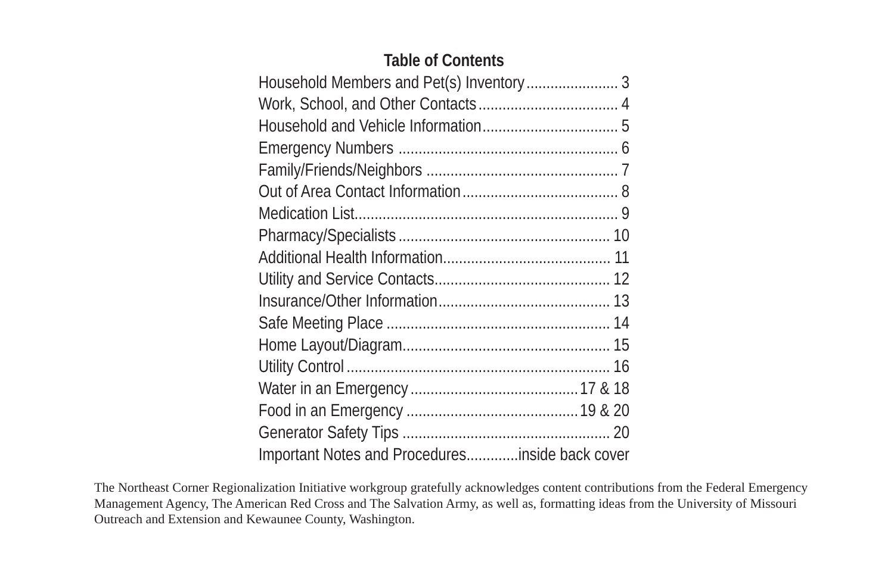## Table of Contents

Household Members and Pet(s) Inventory....................... 3
Work, School, and Other Contacts................................... 4
Household and Vehicle Information.................................. 5
Emergency Numbers ....................................................... 6
Family/Friends/Neighbors ............................................... 7
Out of Area Contact Information....................................... 8
Medication List................................................................. 9
Pharmacy/Specialists .................................................... 10
Additional Health Information......................................... 11
Utility and Service Contacts........................................... 12
Insurance/Other Information.......................................... 13
Safe Meeting Place ....................................................... 14
Home Layout/Diagram................................................... 15
Utility Control ................................................................. 16
Water in an Emergency ..........................................17 & 18
Food in an Emergency ...........................................19 & 20
Generator Safety Tips ................................................... 20
Important Notes and Procedures.............inside back cover

The Northeast Corner Regionalization Initiative workgroup gratefully acknowledges content contributions from the Federal Emergency Management Agency, The American Red Cross and The Salvation Army, as well as, formatting ideas from the University of Missouri Outreach and Extension and Kewaunee County, Washington.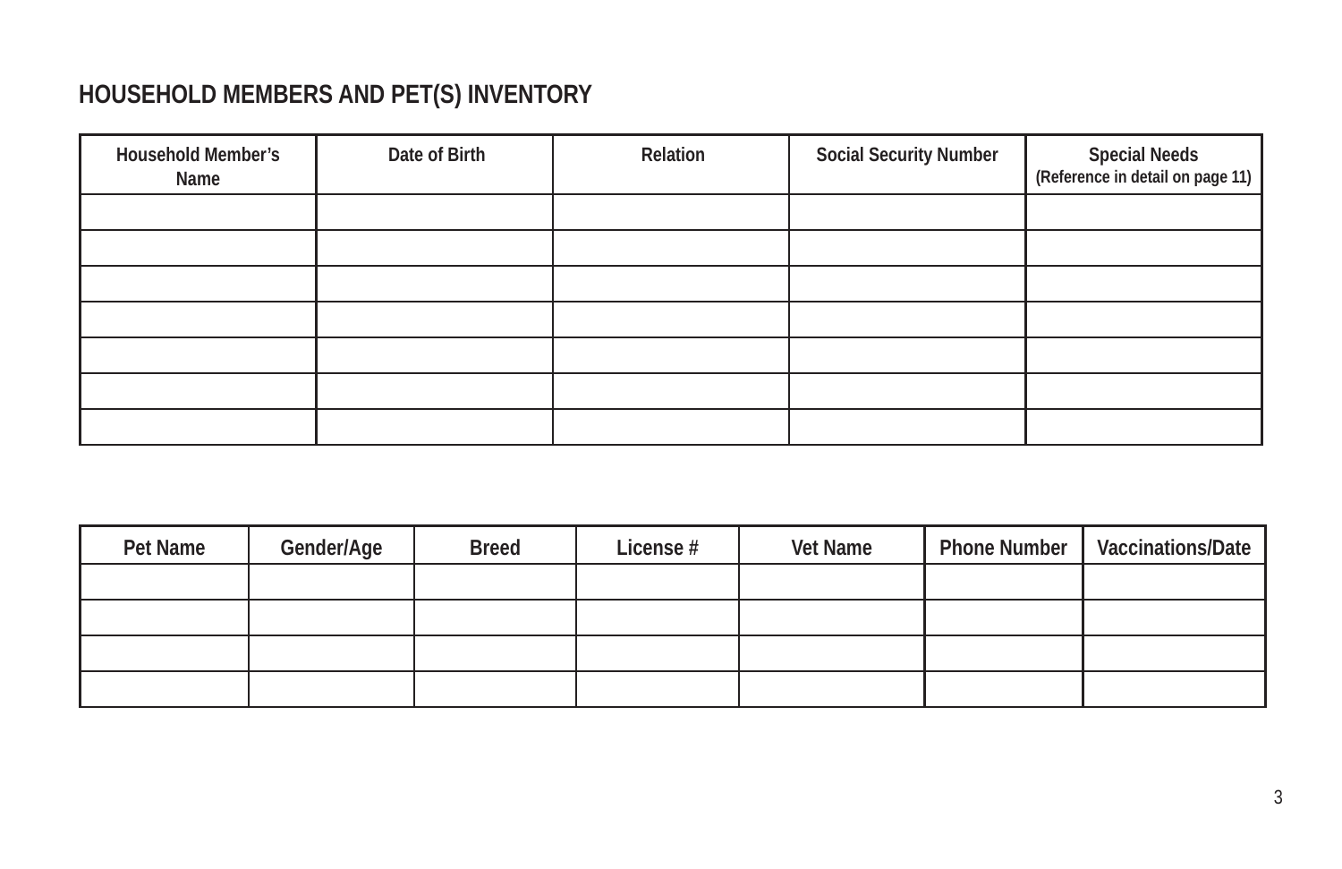## HOUSEHOLD MEMBERS AND PET(S) INVENTORY

| Household Member's Name | Date of Birth | Relation | Social Security Number | Special Needs (Reference in detail on page 11) |
|---|---|---|---|---|
| | | | | |
| | | | | |
| | | | | |
| | | | | |
| | | | | |
| | | | | |
| | | | | |

| Pet Name | Gender/Age | Breed | License # | Vet Name | Phone Number | Vaccinations/Date |
|---|---|---|---|---|---|---|
| | | | | | | |
| | | | | | | |
| | | | | | | |
| | | | | | | |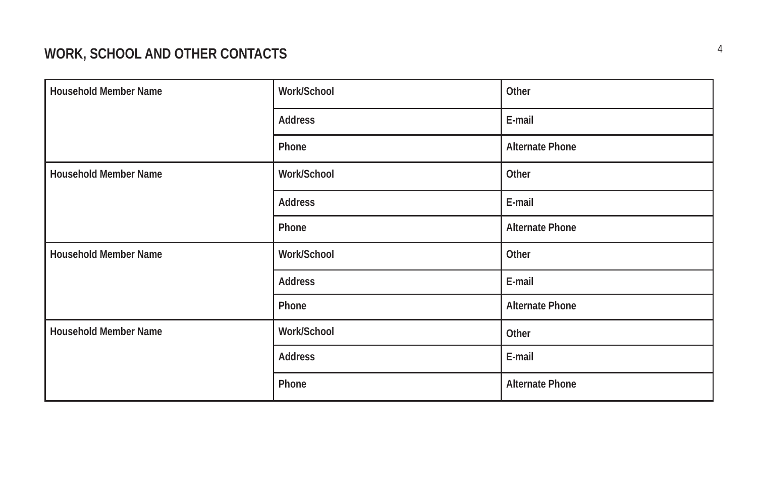## WORK, SCHOOL AND OTHER CONTACTS

| Household Member Name | Work/School | Other |
|---|---|---|
| | Address | E-mail |
| | Phone | Alternate Phone |
| Household Member Name | Work/School | Other |
| | Address | E-mail |
| | Phone | Alternate Phone |
| Household Member Name | Work/School | Other |
| | Address | E-mail |
| | Phone | Alternate Phone |
| Household Member Name | Work/School | Other |
| | Address | E-mail |
| | Phone | Alternate Phone |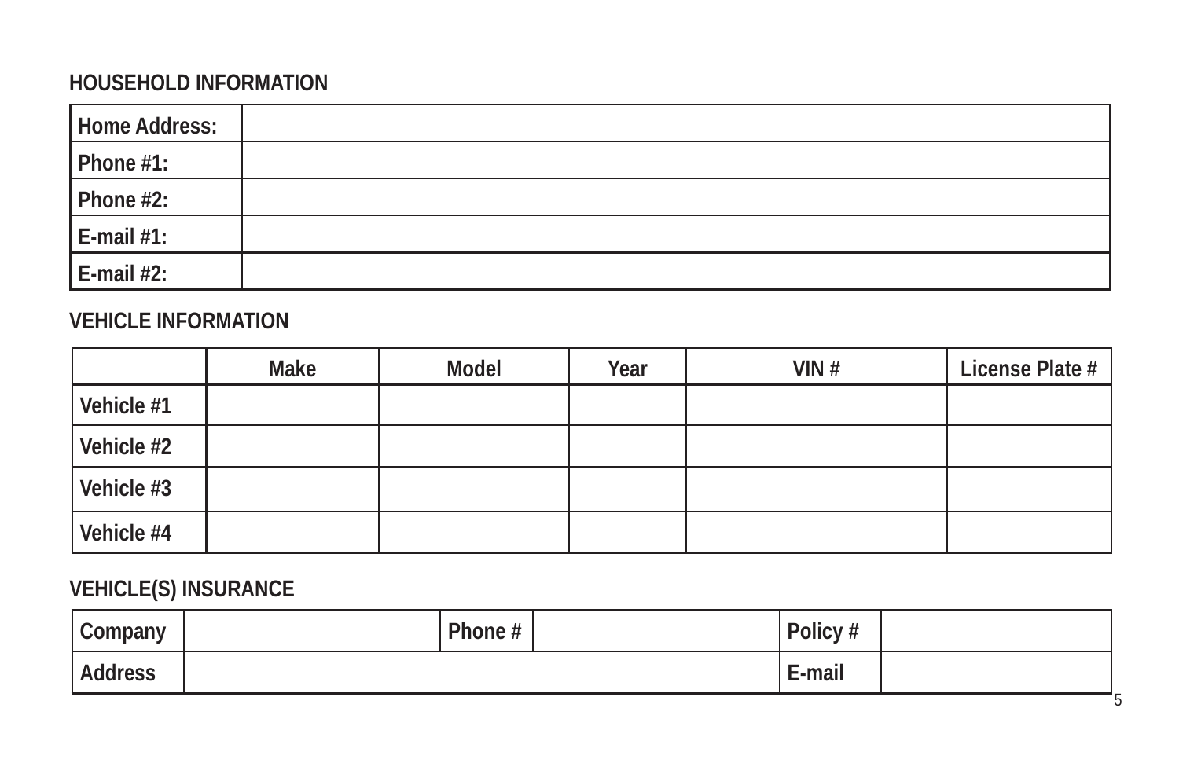## HOUSEHOLD INFORMATION

| | |
|---|---|
| Home Address: | |
| Phone #1: | |
| Phone #2: | |
| E-mail #1: | |
| E-mail #2: | |

## VEHICLE INFORMATION

| | Make | Model | Year | VIN # | License Plate # |
|---|---|---|---|---|---|
| Vehicle #1 | | | | | |
| Vehicle #2 | | | | | |
| Vehicle #3 | | | | | |
| Vehicle #4 | | | | | |

## VEHICLE(S) INSURANCE

| | | | | | |
|---|---|---|---|---|---|
| Company | | Phone # | | Policy # | |
| Address | | | | E-mail | |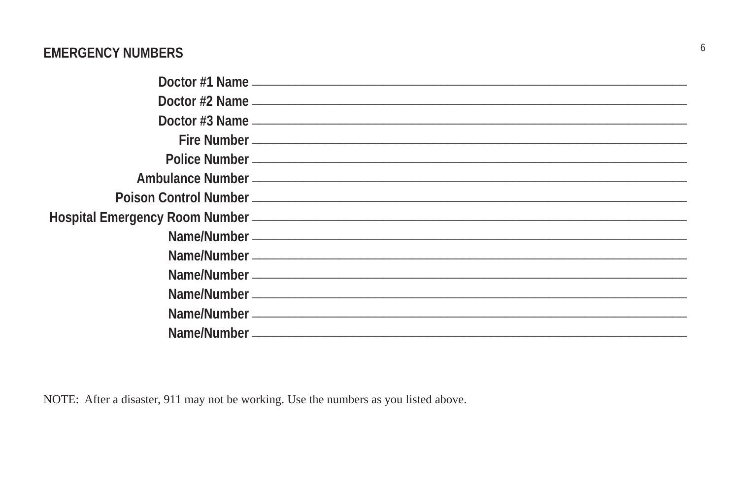## EMERGENCY NUMBERS

Doctor #1 Name ______________________________________________

Doctor #2 Name ______________________________________________

Doctor #3 Name ______________________________________________

Fire Number ______________________________________________

Police Number ______________________________________________

Ambulance Number ______________________________________________

Poison Control Number ______________________________________________

Hospital Emergency Room Number ______________________________________________

Name/Number ______________________________________________

Name/Number ______________________________________________

Name/Number ______________________________________________

Name/Number ______________________________________________

Name/Number ______________________________________________

Name/Number ______________________________________________

NOTE: After a disaster, 911 may not be working. Use the numbers as you listed above.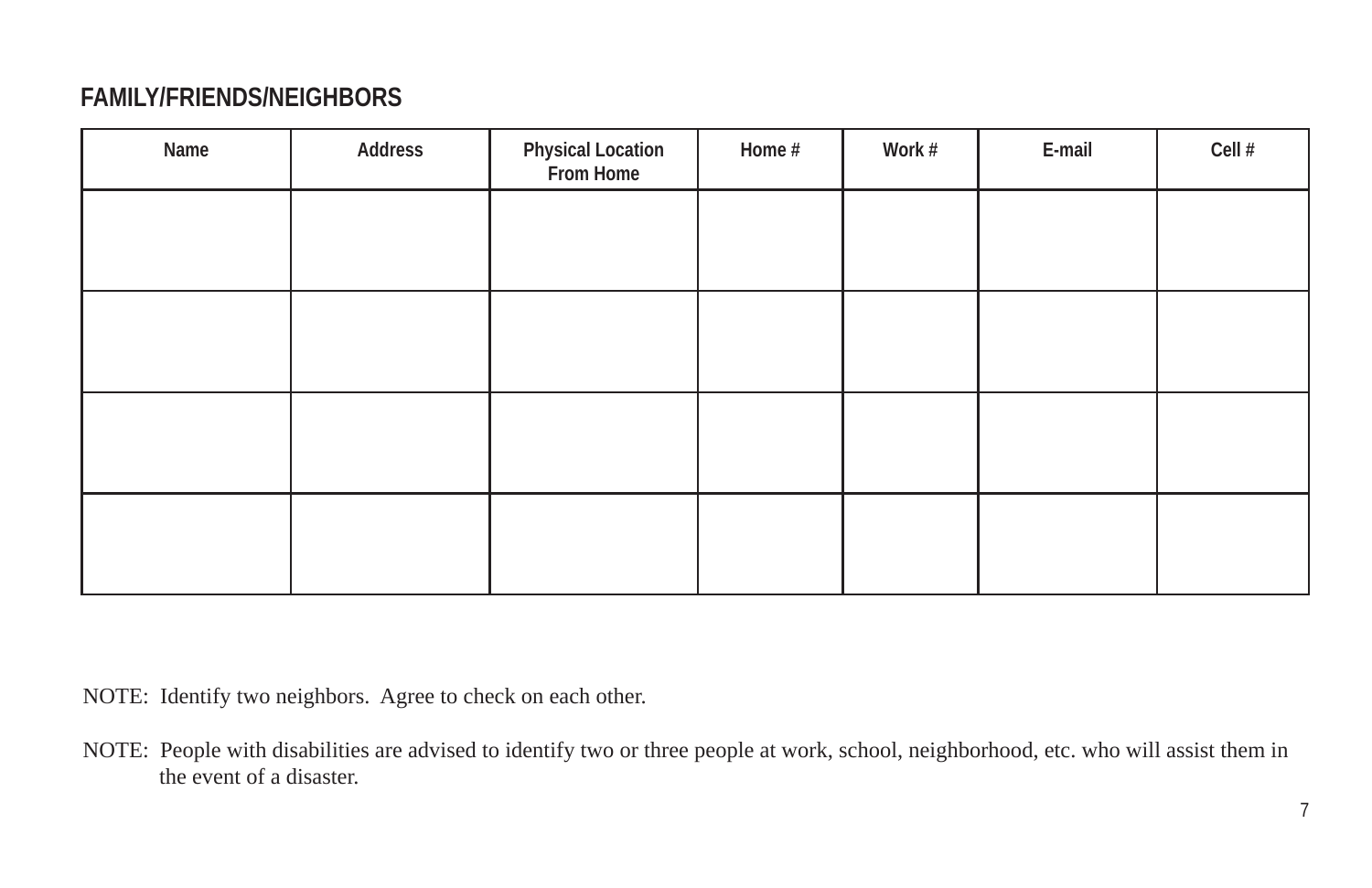## FAMILY/FRIENDS/NEIGHBORS

| Name | Address | Physical Location From Home | Home # | Work # | E-mail | Cell # |
|---|---|---|---|---|---|---|
| | | | | | | |
| | | | | | | |
| | | | | | | |
| | | | | | | |

NOTE: Identify two neighbors. Agree to check on each other.

NOTE: People with disabilities are advised to identify two or three people at work, school, neighborhood, etc. who will assist them in the event of a disaster.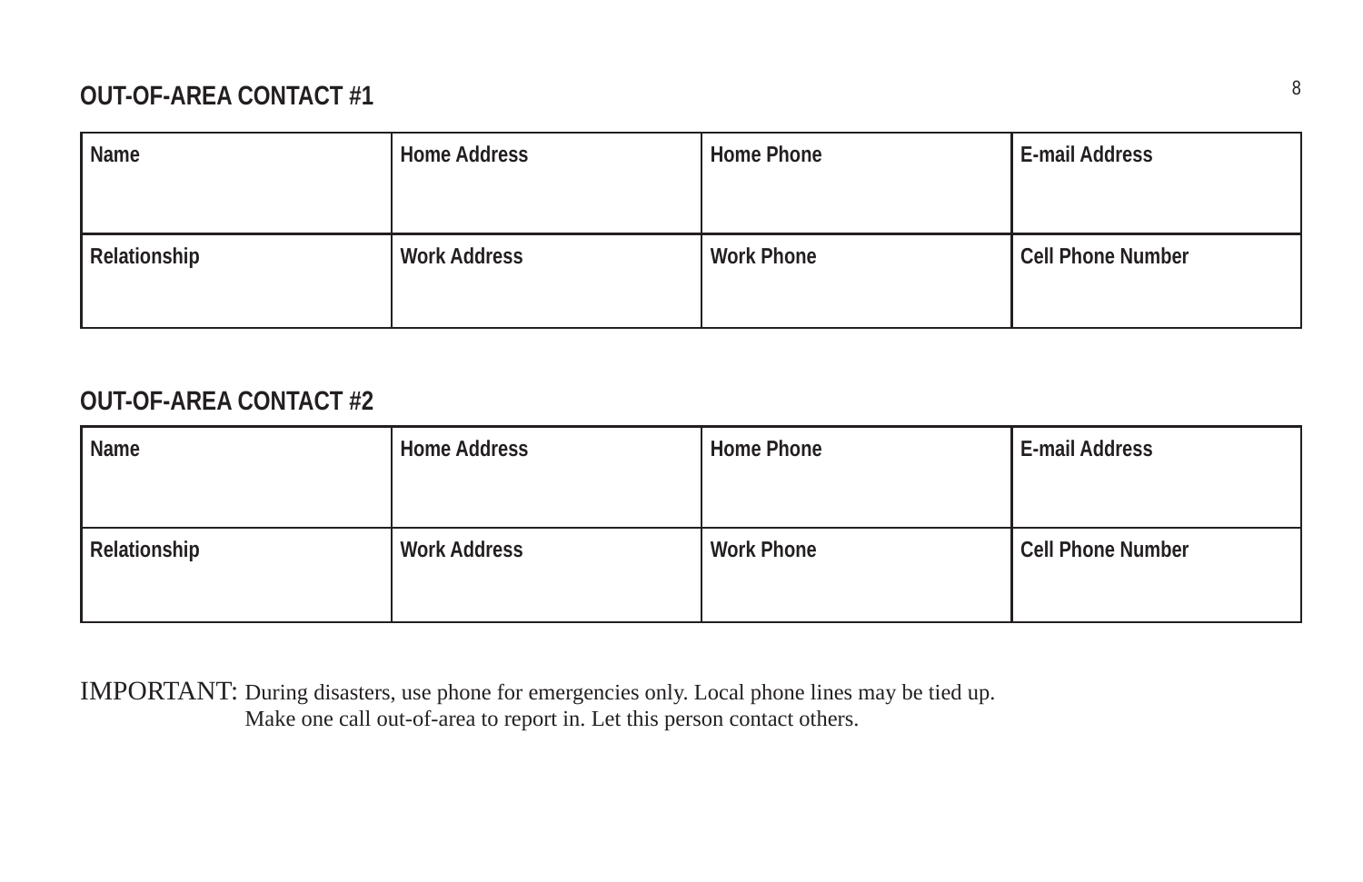## OUT-OF-AREA CONTACT #1

| Name | Home Address | Home Phone | E-mail Address |
|---|---|---|---|
| | | | |
| **Relationship** | **Work Address** | **Work Phone** | **Cell Phone Number** |
| | | | |

## OUT-OF-AREA CONTACT #2

| Name | Home Address | Home Phone | E-mail Address |
|---|---|---|---|
| | | | |
| **Relationship** | **Work Address** | **Work Phone** | **Cell Phone Number** |
| | | | |

IMPORTANT: During disasters, use phone for emergencies only. Local phone lines may be tied up. Make one call out-of-area to report in. Let this person contact others.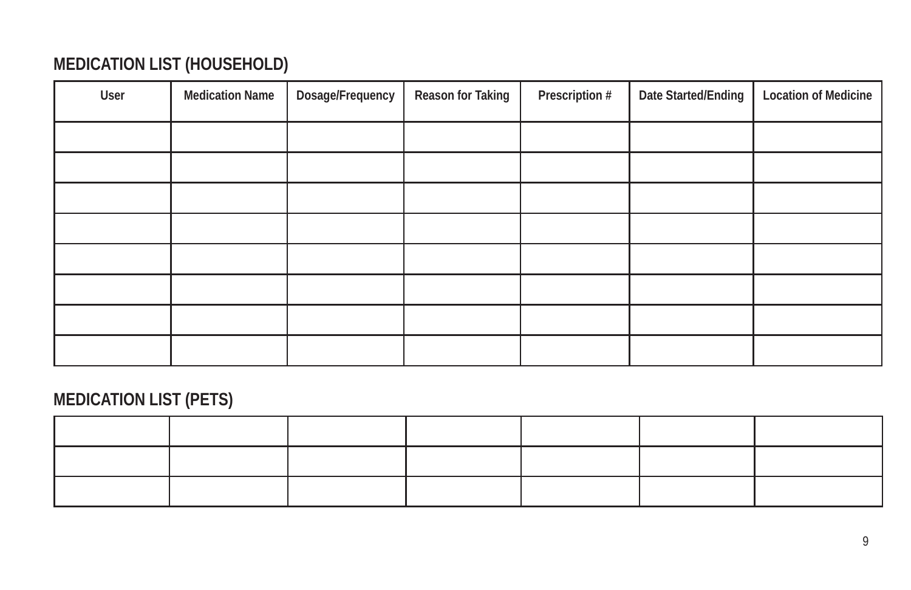## MEDICATION LIST (HOUSEHOLD)

| User | Medication Name | Dosage/Frequency | Reason for Taking | Prescription # | Date Started/Ending | Location of Medicine |
|---|---|---|---|---|---|---|
| | | | | | | |
| | | | | | | |
| | | | | | | |
| | | | | | | |
| | | | | | | |
| | | | | | | |
| | | | | | | |
| | | | | | | |

## MEDICATION LIST (PETS)

| | | | | | | |
|---|---|---|---|---|---|---|
| | | | | | | |
| | | | | | | |
| | | | | | | |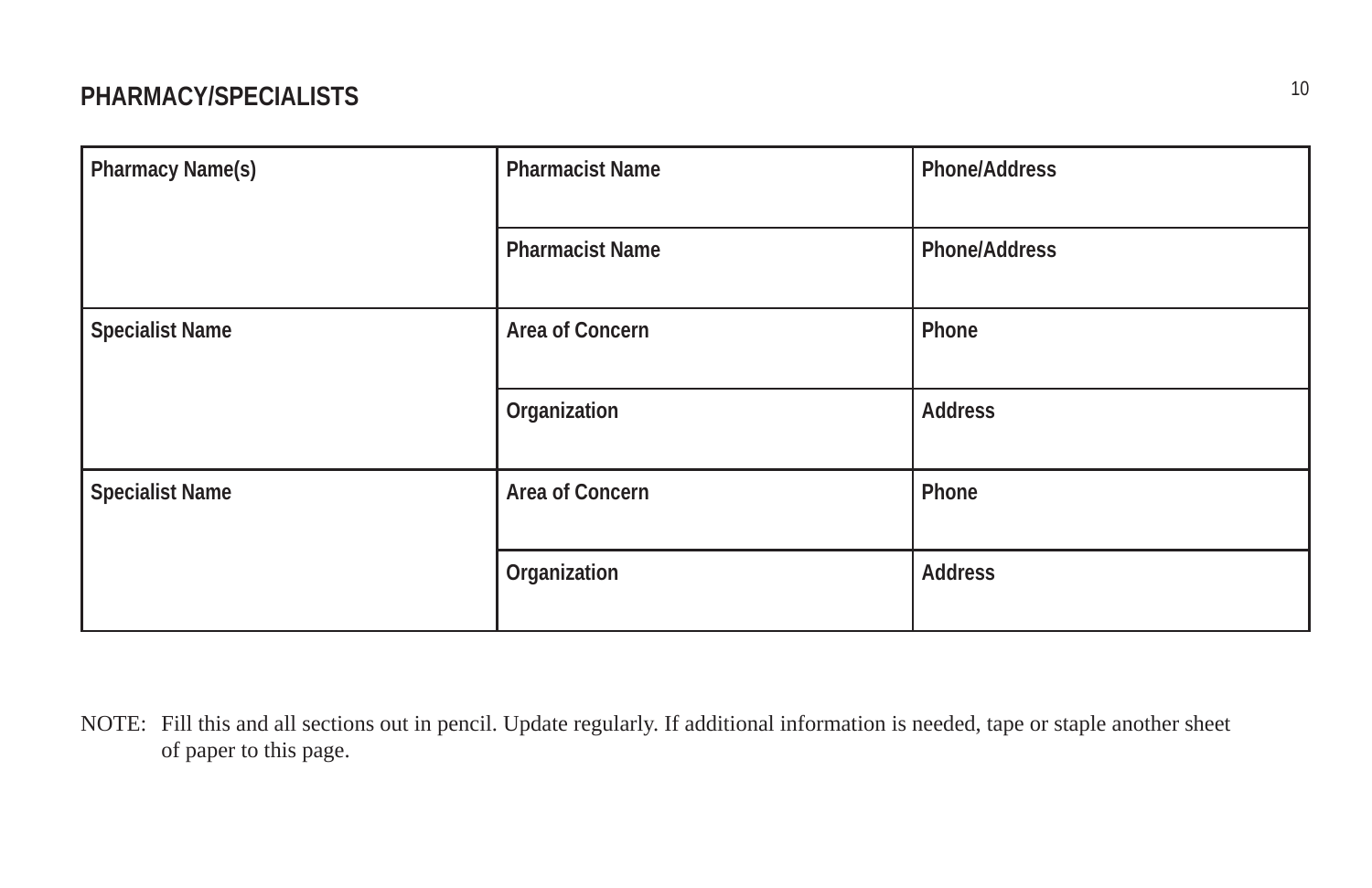## PHARMACY/SPECIALISTS

| Pharmacy Name(s) | Pharmacist Name | Phone/Address |
|---|---|---|
| | Pharmacist Name | Phone/Address |
| Specialist Name | Area of Concern | Phone |
| | Organization | Address |
| Specialist Name | Area of Concern | Phone |
| | Organization | Address |

NOTE: Fill this and all sections out in pencil. Update regularly. If additional information is needed, tape or staple another sheet of paper to this page.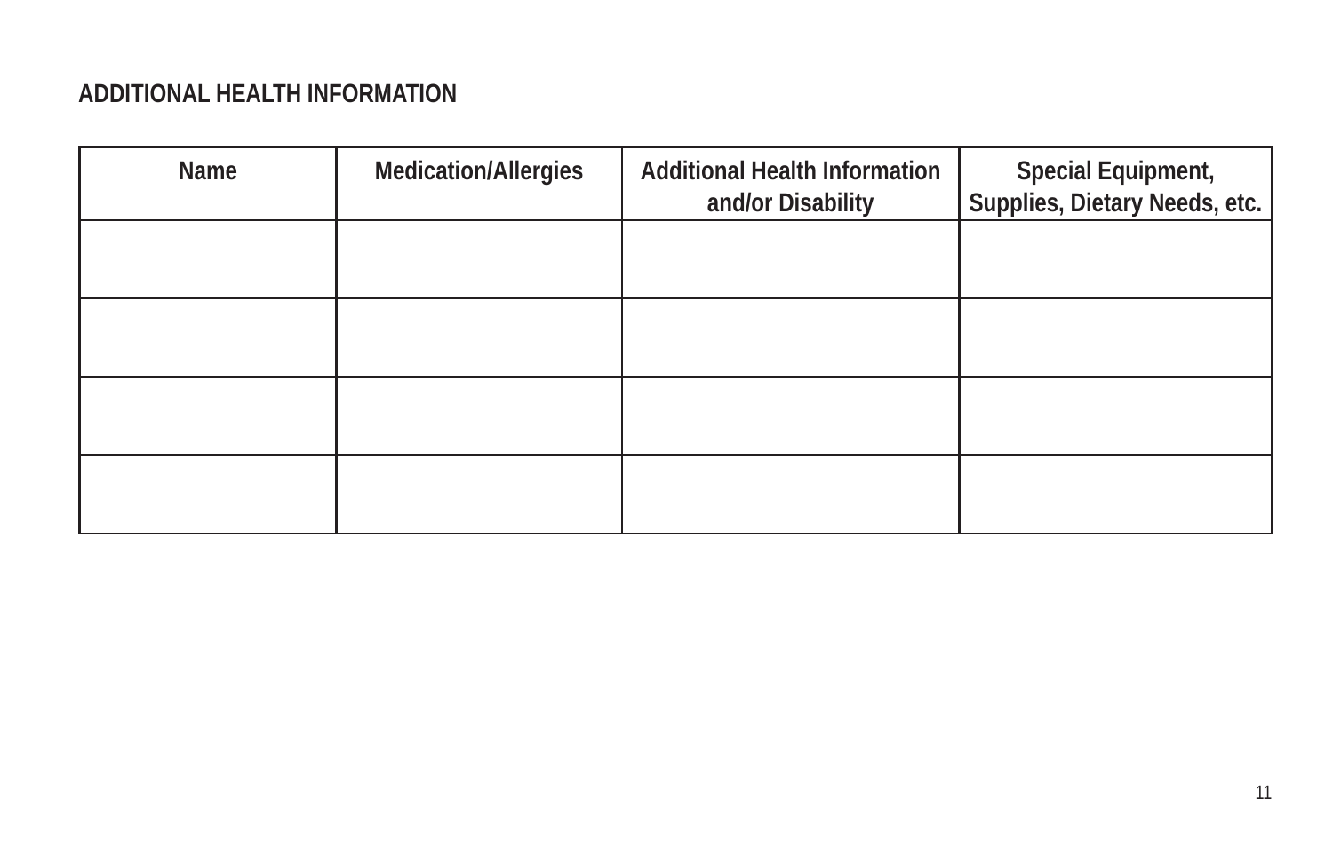## ADDITIONAL HEALTH INFORMATION

| Name | Medication/Allergies | Additional Health Information and/or Disability | Special Equipment, Supplies, Dietary Needs, etc. |
|---|---|---|---|
| | | | |
| | | | |
| | | | |
| | | | |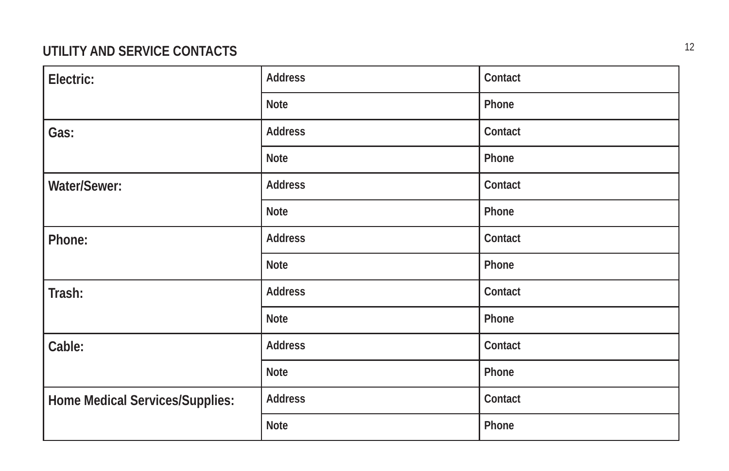## UTILITY AND SERVICE CONTACTS

| | | |
|---|---|---|
| **Electric:** | Address | Contact |
| | Note | Phone |
| **Gas:** | Address | Contact |
| | Note | Phone |
| **Water/Sewer:** | Address | Contact |
| | Note | Phone |
| **Phone:** | Address | Contact |
| | Note | Phone |
| **Trash:** | Address | Contact |
| | Note | Phone |
| **Cable:** | Address | Contact |
| | Note | Phone |
| **Home Medical Services/Supplies:** | Address | Contact |
| | Note | Phone |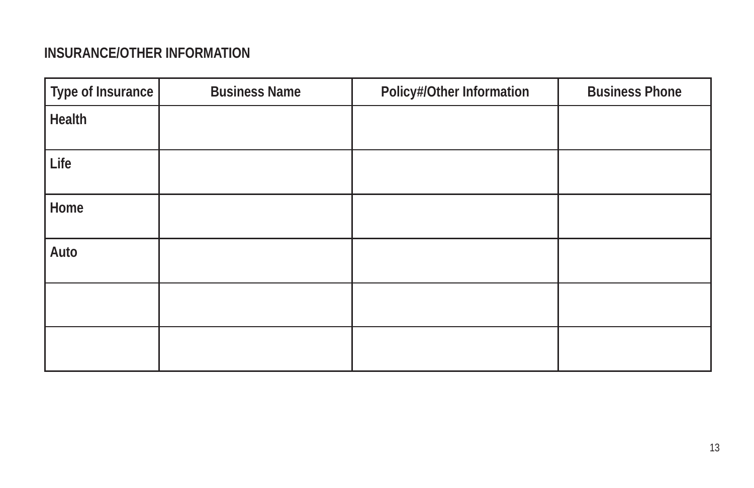## INSURANCE/OTHER INFORMATION

| Type of Insurance | Business Name | Policy#/Other Information | Business Phone |
|---|---|---|---|
| Health | | | |
| Life | | | |
| Home | | | |
| Auto | | | |
| | | | |
| | | | |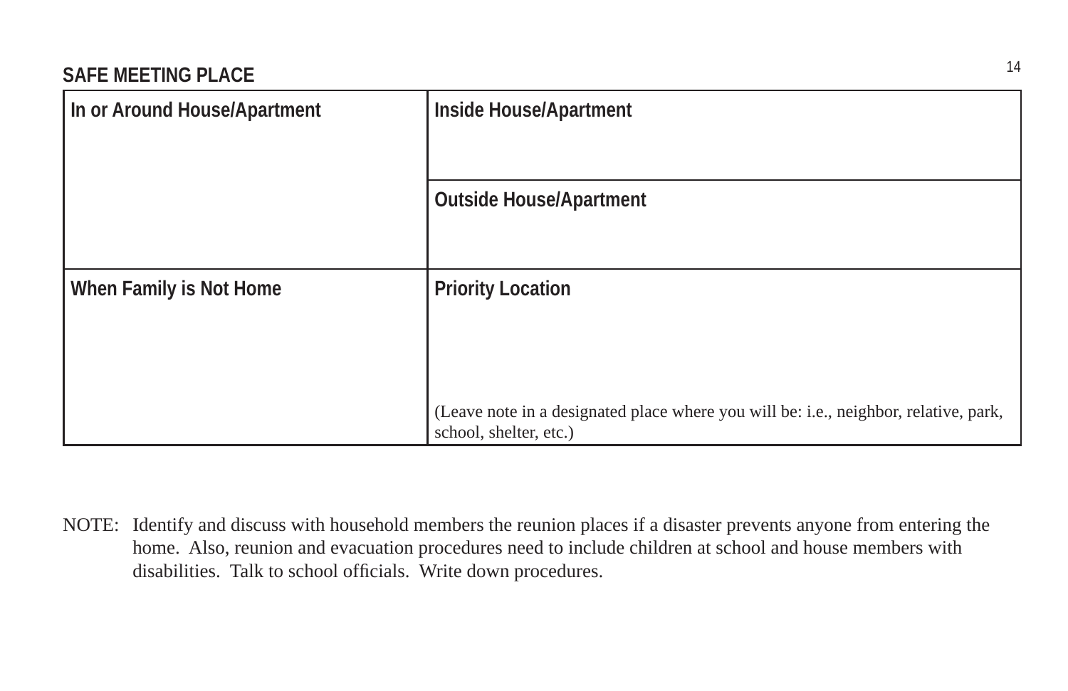## SAFE MEETING PLACE

| In or Around House/Apartment | Inside House/Apartment |
|---|---|
| | Outside House/Apartment |
| When Family is Not Home | Priority Location<br><br>(Leave note in a designated place where you will be: i.e., neighbor, relative, park, school, shelter, etc.) |

NOTE: Identify and discuss with household members the reunion places if a disaster prevents anyone from entering the home. Also, reunion and evacuation procedures need to include children at school and house members with disabilities. Talk to school officials. Write down procedures.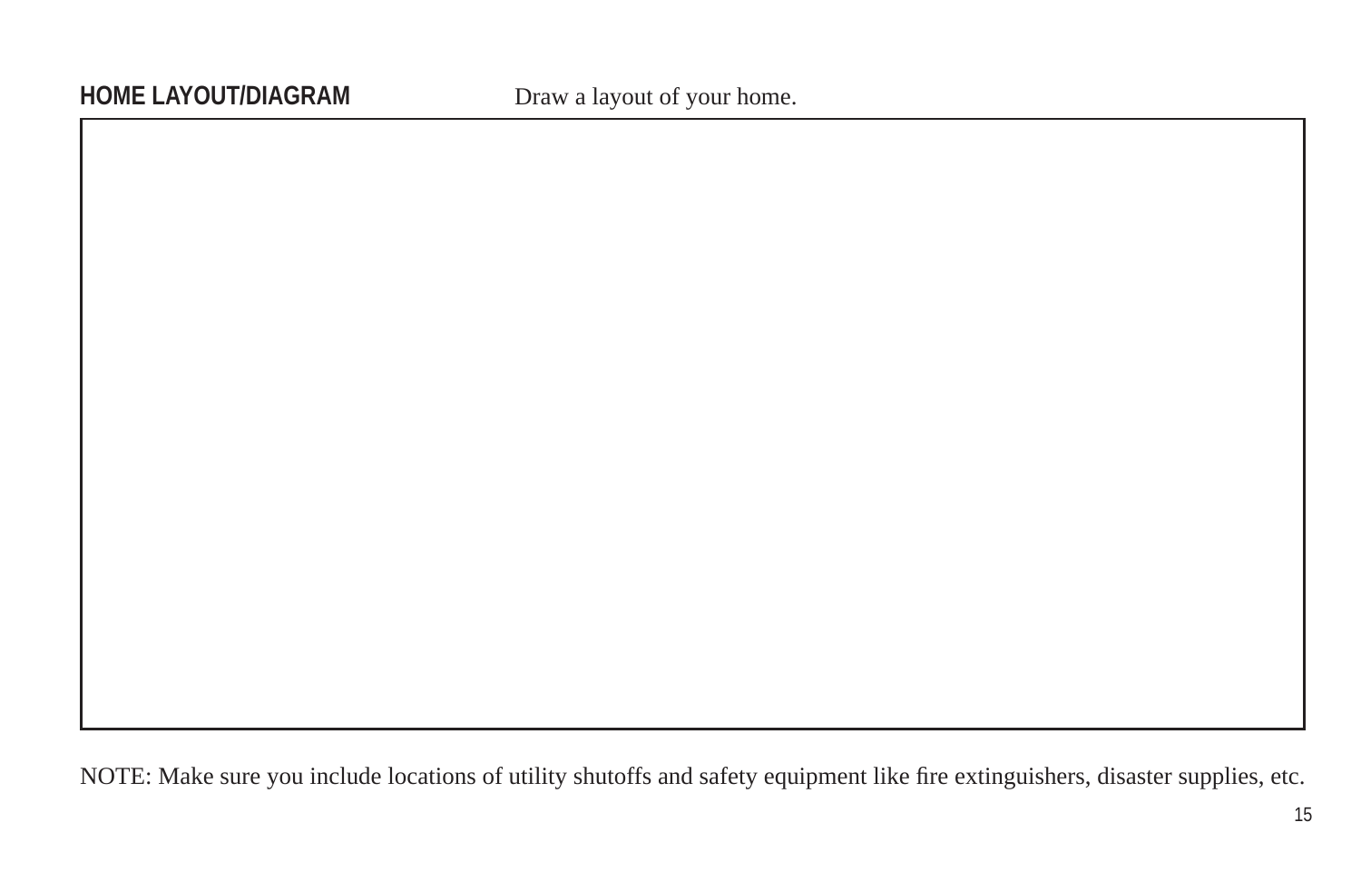## HOME LAYOUT/DIAGRAM

Draw a layout of your home.

NOTE: Make sure you include locations of utility shutoffs and safety equipment like fire extinguishers, disaster supplies, etc.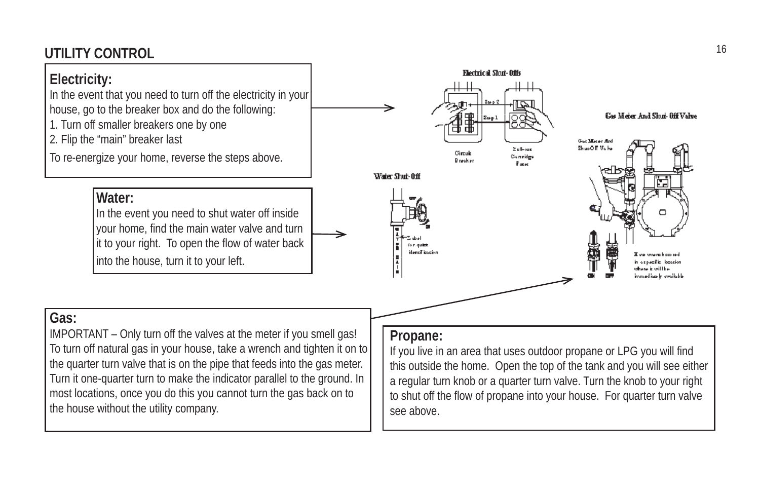# UTILITY CONTROL

## Electricity:

In the event that you need to turn off the electricity in your house, go to the breaker box and do the following:

1. Turn off smaller breakers one by one
2. Flip the "main" breaker last

To re-energize your home, reverse the steps above.

## Water:

In the event you need to shut water off inside your home, find the main water valve and turn it to your right. To open the flow of water back into the house, turn it to your left.

## Gas:

IMPORTANT – Only turn off the valves at the meter if you smell gas! To turn off natural gas in your house, take a wrench and tighten it on to the quarter turn valve that is on the pipe that feeds into the gas meter. Turn it one-quarter turn to make the indicator parallel to the ground. In most locations, once you do this you cannot turn the gas back on to the house without the utility company.

## Propane:

If you live in an area that uses outdoor propane or LPG you will find this outside the home. Open the top of the tank and you will see either a regular turn knob or a quarter turn valve. Turn the knob to your right to shut off the flow of propane into your house. For quarter turn valve see above.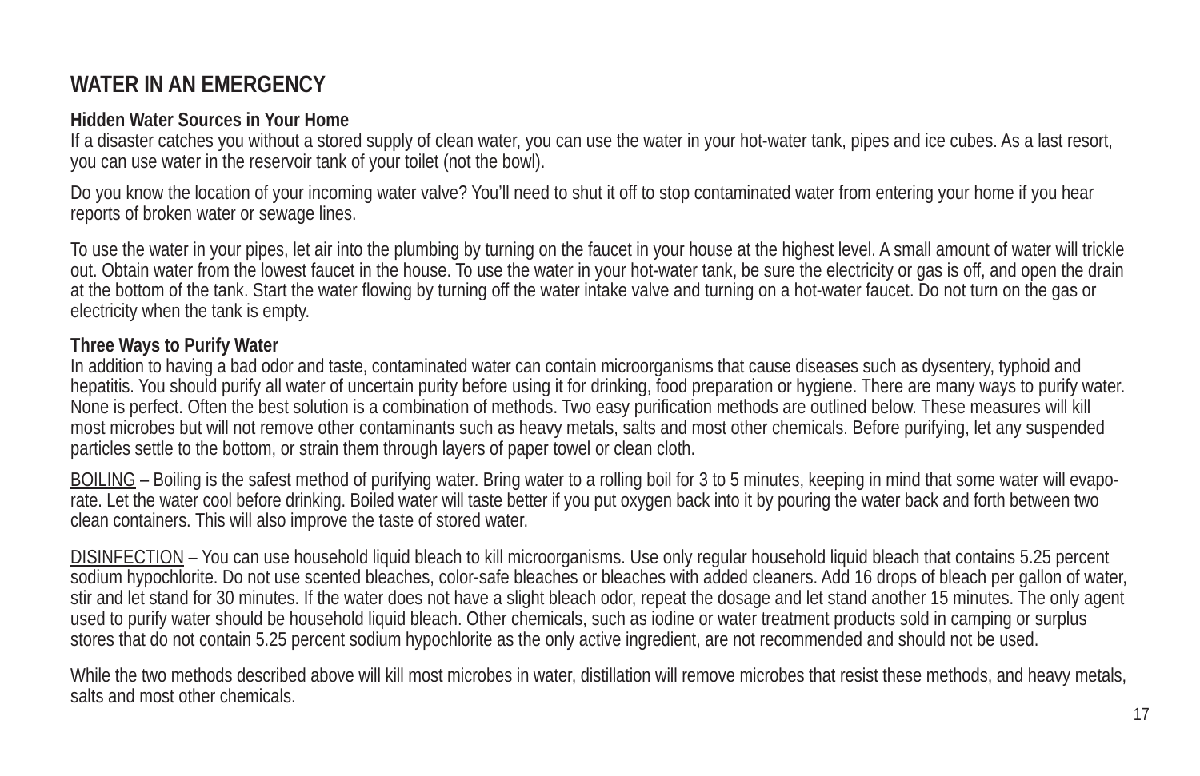# WATER IN AN EMERGENCY

**Hidden Water Sources in Your Home**

If a disaster catches you without a stored supply of clean water, you can use the water in your hot-water tank, pipes and ice cubes. As a last resort, you can use water in the reservoir tank of your toilet (not the bowl).

Do you know the location of your incoming water valve? You'll need to shut it off to stop contaminated water from entering your home if you hear reports of broken water or sewage lines.

To use the water in your pipes, let air into the plumbing by turning on the faucet in your house at the highest level. A small amount of water will trickle out. Obtain water from the lowest faucet in the house. To use the water in your hot-water tank, be sure the electricity or gas is off, and open the drain at the bottom of the tank. Start the water flowing by turning off the water intake valve and turning on a hot-water faucet. Do not turn on the gas or electricity when the tank is empty.

**Three Ways to Purify Water**

In addition to having a bad odor and taste, contaminated water can contain microorganisms that cause diseases such as dysentery, typhoid and hepatitis. You should purify all water of uncertain purity before using it for drinking, food preparation or hygiene. There are many ways to purify water. None is perfect. Often the best solution is a combination of methods. Two easy purification methods are outlined below. These measures will kill most microbes but will not remove other contaminants such as heavy metals, salts and most other chemicals. Before purifying, let any suspended particles settle to the bottom, or strain them through layers of paper towel or clean cloth.

<u>BOILING</u> – Boiling is the safest method of purifying water. Bring water to a rolling boil for 3 to 5 minutes, keeping in mind that some water will evaporate. Let the water cool before drinking. Boiled water will taste better if you put oxygen back into it by pouring the water back and forth between two clean containers. This will also improve the taste of stored water.

<u>DISINFECTION</u> – You can use household liquid bleach to kill microorganisms. Use only regular household liquid bleach that contains 5.25 percent sodium hypochlorite. Do not use scented bleaches, color-safe bleaches or bleaches with added cleaners. Add 16 drops of bleach per gallon of water, stir and let stand for 30 minutes. If the water does not have a slight bleach odor, repeat the dosage and let stand another 15 minutes. The only agent used to purify water should be household liquid bleach. Other chemicals, such as iodine or water treatment products sold in camping or surplus stores that do not contain 5.25 percent sodium hypochlorite as the only active ingredient, are not recommended and should not be used.

While the two methods described above will kill most microbes in water, distillation will remove microbes that resist these methods, and heavy metals, salts and most other chemicals.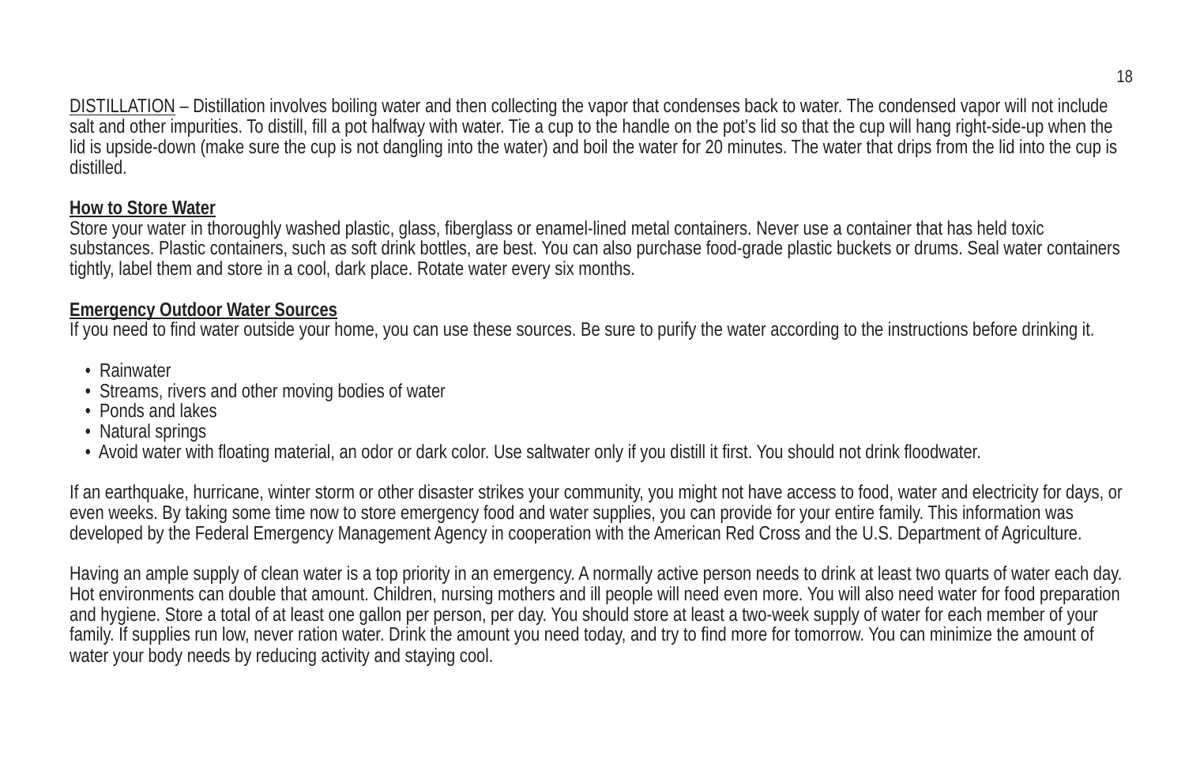DISTILLATION – Distillation involves boiling water and then collecting the vapor that condenses back to water. The condensed vapor will not include salt and other impurities. To distill, fill a pot halfway with water. Tie a cup to the handle on the pot's lid so that the cup will hang right-side-up when the lid is upside-down (make sure the cup is not dangling into the water) and boil the water for 20 minutes. The water that drips from the lid into the cup is distilled.

**How to Store Water**

Store your water in thoroughly washed plastic, glass, fiberglass or enamel-lined metal containers. Never use a container that has held toxic substances. Plastic containers, such as soft drink bottles, are best. You can also purchase food-grade plastic buckets or drums. Seal water containers tightly, label them and store in a cool, dark place. Rotate water every six months.

**Emergency Outdoor Water Sources**

If you need to find water outside your home, you can use these sources. Be sure to purify the water according to the instructions before drinking it.

- Rainwater
- Streams, rivers and other moving bodies of water
- Ponds and lakes
- Natural springs
- Avoid water with floating material, an odor or dark color. Use saltwater only if you distill it first. You should not drink floodwater.

If an earthquake, hurricane, winter storm or other disaster strikes your community, you might not have access to food, water and electricity for days, or even weeks. By taking some time now to store emergency food and water supplies, you can provide for your entire family. This information was developed by the Federal Emergency Management Agency in cooperation with the American Red Cross and the U.S. Department of Agriculture.

Having an ample supply of clean water is a top priority in an emergency. A normally active person needs to drink at least two quarts of water each day. Hot environments can double that amount. Children, nursing mothers and ill people will need even more. You will also need water for food preparation and hygiene. Store a total of at least one gallon per person, per day. You should store at least a two-week supply of water for each member of your family. If supplies run low, never ration water. Drink the amount you need today, and try to find more for tomorrow. You can minimize the amount of water your body needs by reducing activity and staying cool.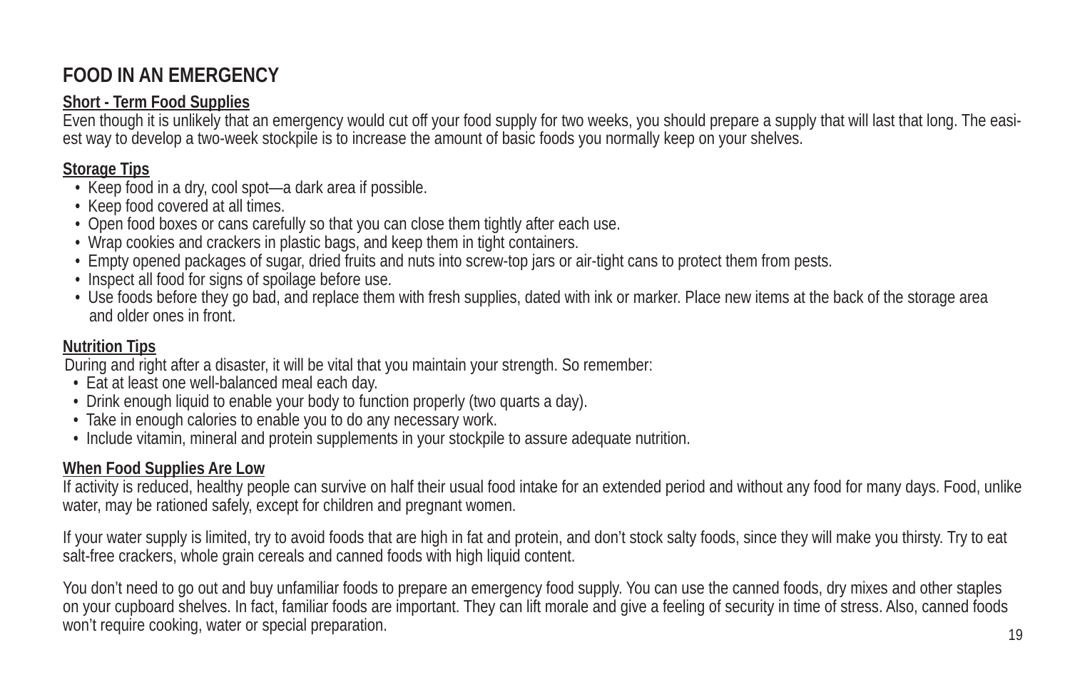# FOOD IN AN EMERGENCY

## Short - Term Food Supplies

Even though it is unlikely that an emergency would cut off your food supply for two weeks, you should prepare a supply that will last that long. The easiest way to develop a two-week stockpile is to increase the amount of basic foods you normally keep on your shelves.

## Storage Tips

- Keep food in a dry, cool spot—a dark area if possible.
- Keep food covered at all times.
- Open food boxes or cans carefully so that you can close them tightly after each use.
- Wrap cookies and crackers in plastic bags, and keep them in tight containers.
- Empty opened packages of sugar, dried fruits and nuts into screw-top jars or air-tight cans to protect them from pests.
- Inspect all food for signs of spoilage before use.
- Use foods before they go bad, and replace them with fresh supplies, dated with ink or marker. Place new items at the back of the storage area and older ones in front.

## Nutrition Tips

During and right after a disaster, it will be vital that you maintain your strength. So remember:

- Eat at least one well-balanced meal each day.
- Drink enough liquid to enable your body to function properly (two quarts a day).
- Take in enough calories to enable you to do any necessary work.
- Include vitamin, mineral and protein supplements in your stockpile to assure adequate nutrition.

## When Food Supplies Are Low

If activity is reduced, healthy people can survive on half their usual food intake for an extended period and without any food for many days. Food, unlike water, may be rationed safely, except for children and pregnant women.

If your water supply is limited, try to avoid foods that are high in fat and protein, and don't stock salty foods, since they will make you thirsty. Try to eat salt-free crackers, whole grain cereals and canned foods with high liquid content.

You don't need to go out and buy unfamiliar foods to prepare an emergency food supply. You can use the canned foods, dry mixes and other staples on your cupboard shelves. In fact, familiar foods are important. They can lift morale and give a feeling of security in time of stress. Also, canned foods won't require cooking, water or special preparation.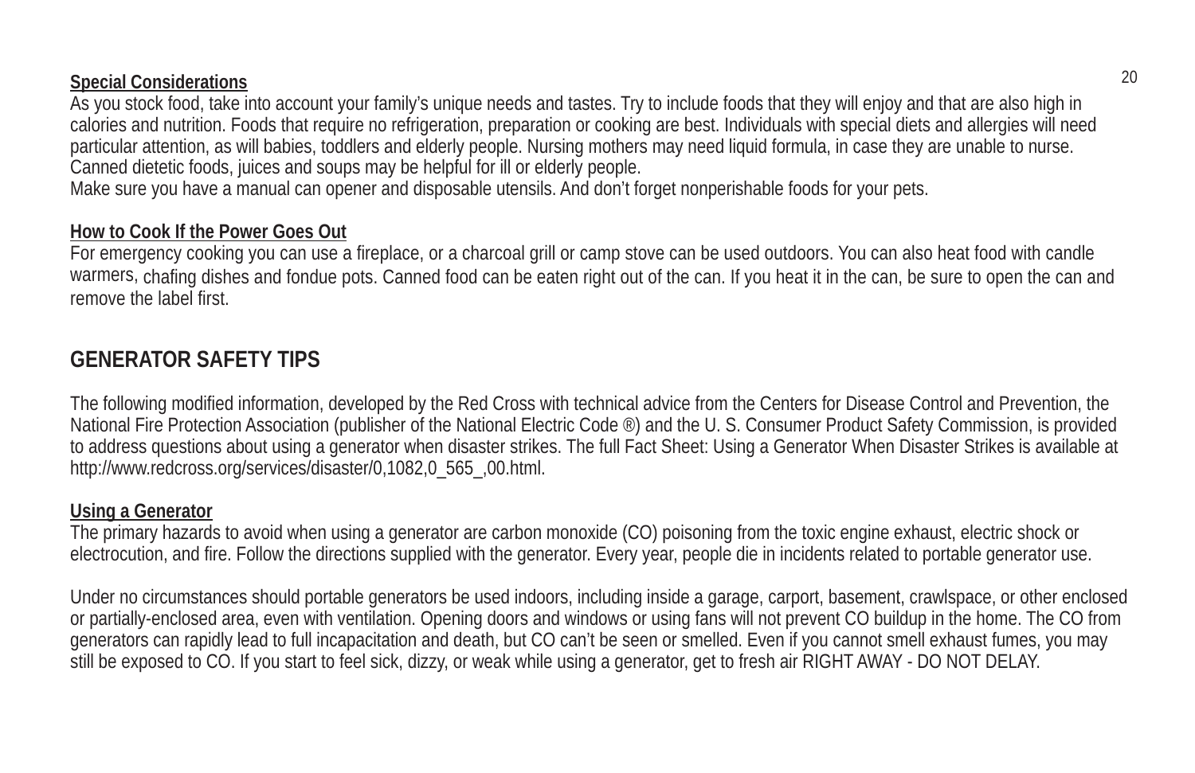**Special Considerations**

As you stock food, take into account your family's unique needs and tastes. Try to include foods that they will enjoy and that are also high in calories and nutrition. Foods that require no refrigeration, preparation or cooking are best. Individuals with special diets and allergies will need particular attention, as will babies, toddlers and elderly people. Nursing mothers may need liquid formula, in case they are unable to nurse. Canned dietetic foods, juices and soups may be helpful for ill or elderly people.

Make sure you have a manual can opener and disposable utensils. And don't forget nonperishable foods for your pets.

**How to Cook If the Power Goes Out**

For emergency cooking you can use a fireplace, or a charcoal grill or camp stove can be used outdoors. You can also heat food with candle warmers, chafing dishes and fondue pots. Canned food can be eaten right out of the can. If you heat it in the can, be sure to open the can and remove the label first.

## GENERATOR SAFETY TIPS

The following modified information, developed by the Red Cross with technical advice from the Centers for Disease Control and Prevention, the National Fire Protection Association (publisher of the National Electric Code ®) and the U. S. Consumer Product Safety Commission, is provided to address questions about using a generator when disaster strikes. The full Fact Sheet: Using a Generator When Disaster Strikes is available at http://www.redcross.org/services/disaster/0,1082,0_565_,00.html.

**Using a Generator**

The primary hazards to avoid when using a generator are carbon monoxide (CO) poisoning from the toxic engine exhaust, electric shock or electrocution, and fire. Follow the directions supplied with the generator. Every year, people die in incidents related to portable generator use.

Under no circumstances should portable generators be used indoors, including inside a garage, carport, basement, crawlspace, or other enclosed or partially-enclosed area, even with ventilation. Opening doors and windows or using fans will not prevent CO buildup in the home. The CO from generators can rapidly lead to full incapacitation and death, but CO can't be seen or smelled. Even if you cannot smell exhaust fumes, you may still be exposed to CO. If you start to feel sick, dizzy, or weak while using a generator, get to fresh air RIGHT AWAY - DO NOT DELAY.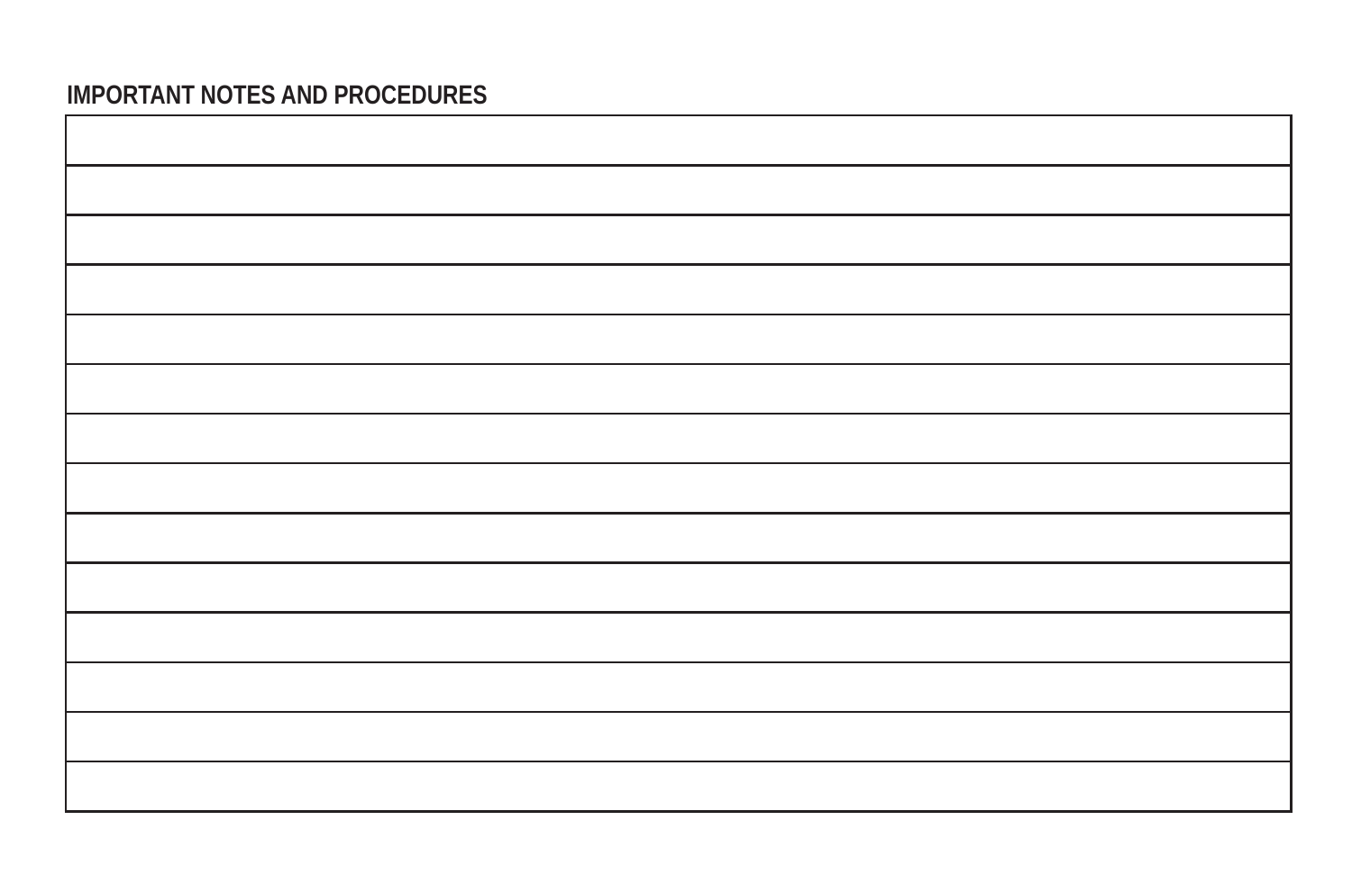## IMPORTANT NOTES AND PROCEDURES

| |
|---|
| |
| |
| |
| |
| |
| |
| |
| |
| |
| |
| |
| |
| |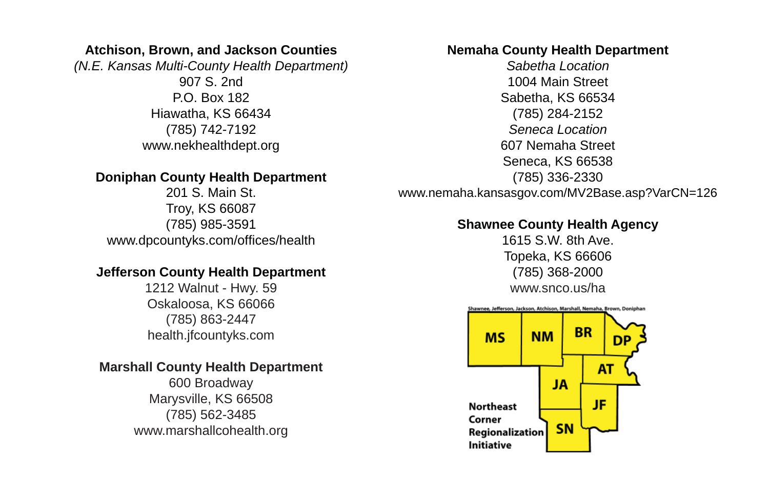**Atchison, Brown, and Jackson Counties**
*(N.E. Kansas Multi-County Health Department)*
907 S. 2nd
P.O. Box 182
Hiawatha, KS 66434
(785) 742-7192
www.nekhealthdept.org

**Doniphan County Health Department**
201 S. Main St.
Troy, KS 66087
(785) 985-3591
www.dpcountyks.com/offices/health

**Jefferson County Health Department**
1212 Walnut - Hwy. 59
Oskaloosa, KS 66066
(785) 863-2447
health.jfcountyks.com

**Marshall County Health Department**
600 Broadway
Marysville, KS 66508
(785) 562-3485
www.marshallcohealth.org

**Nemaha County Health Department**
*Sabetha Location*
1004 Main Street
Sabetha, KS 66534
(785) 284-2152
*Seneca Location*
607 Nemaha Street
Seneca, KS 66538
(785) 336-2330
www.nemaha.kansasgov.com/MV2Base.asp?VarCN=126

**Shawnee County Health Agency**
1615 S.W. 8th Ave.
Topeka, KS 66606
(785) 368-2000
www.snco.us/ha

Shawnee, Jefferson, Jackson, Atchison, Marshall, Nemaha, Brown, Doniphan

MS NM BR DP AT JA JF SN

Northeast Corner Regionalization Initiative